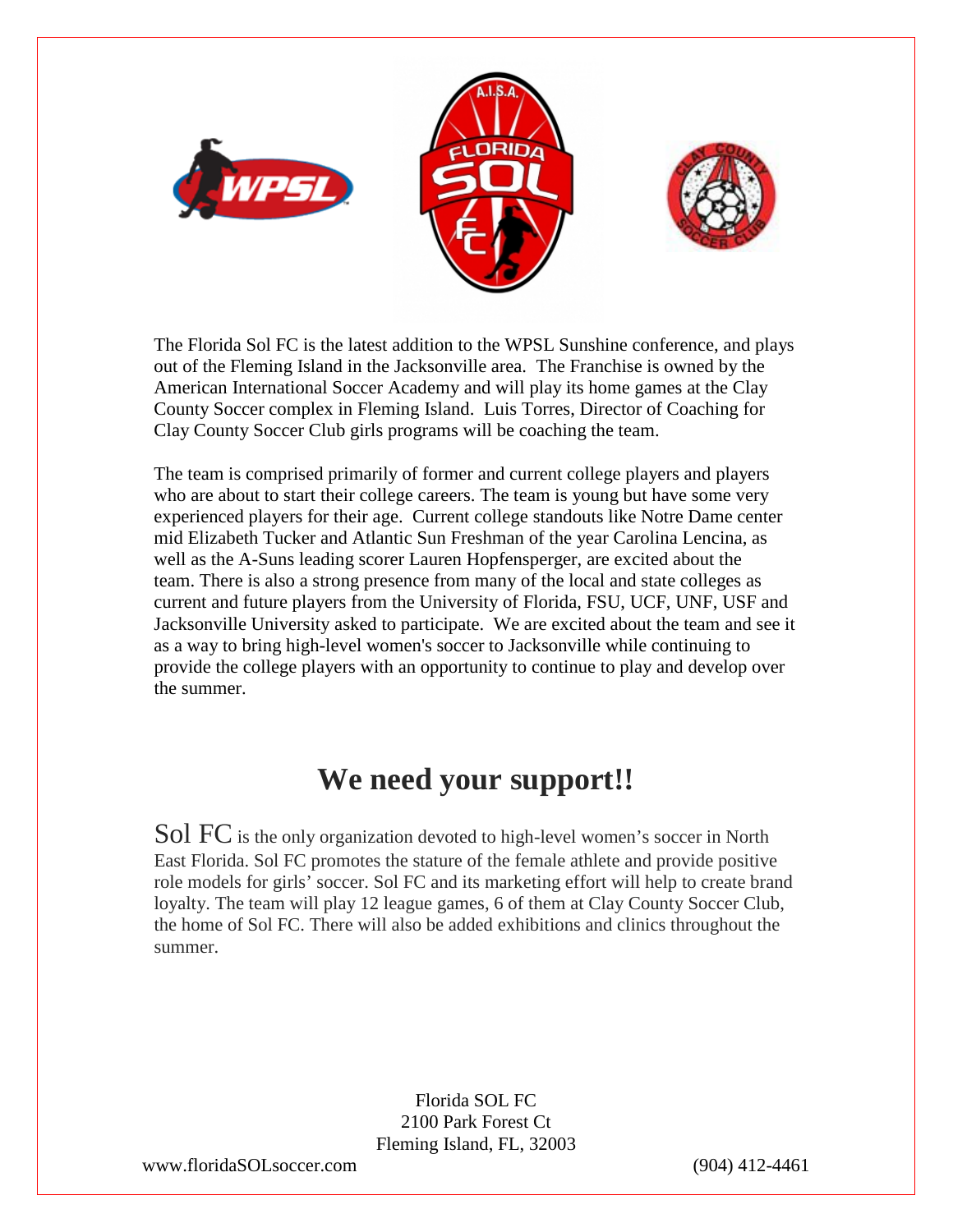The Florida Sol FC is the latest addition to the WPSL Sunshine conference, and plays out of the Fleming Island in the Jacksonville area. The Franchise is owned by the American International Soccer Academy and will play its home games at the Clay County Soccer complex in Fleming Island. Luis Torres, Director of Coaching for Clay County Soccer Club girls programs will be coaching the team.

The team is comprised primarily of former and current college players and players who are about to start their college careers. The team is young but have some very experienced players for their age. Current college standouts like Notre Dame center mid Elizabeth Tucker and Atlantic Sun Freshman of the year Carolina Lencina, as well as the A-Suns leading scorer Lauren Hopfensperger, are excited about the team. There is also a strong presence from many of the local and state colleges as current and future players from the University of Florida, FSU, UCF, UNF, USF and Jacksonville University asked to participate. We are excited about the team and see it as a way to bring high-level women's soccer to Jacksonville while continuing to provide the college players with an opportunity to continue to play and develop over the summer.

# We need your support!!

Sol FC is the only organization devoted to high-level women's soccer in North East Florida. Sol FC promotes the stature of the female athlete and provide positive role models for girls' soccer. Sol FC and its marketing effort will help to create brand loyalty. The team will play 12 league games, 6 of them at Clay County Soccer Club, the home of Sol FC. There will also be added exhibitions and clinics throughout the summer.

Florida SOL FC
2100 Park Forest Ct
Fleming Island, FL, 32003

www.floridaSOLsoccer.com (904) 412-4461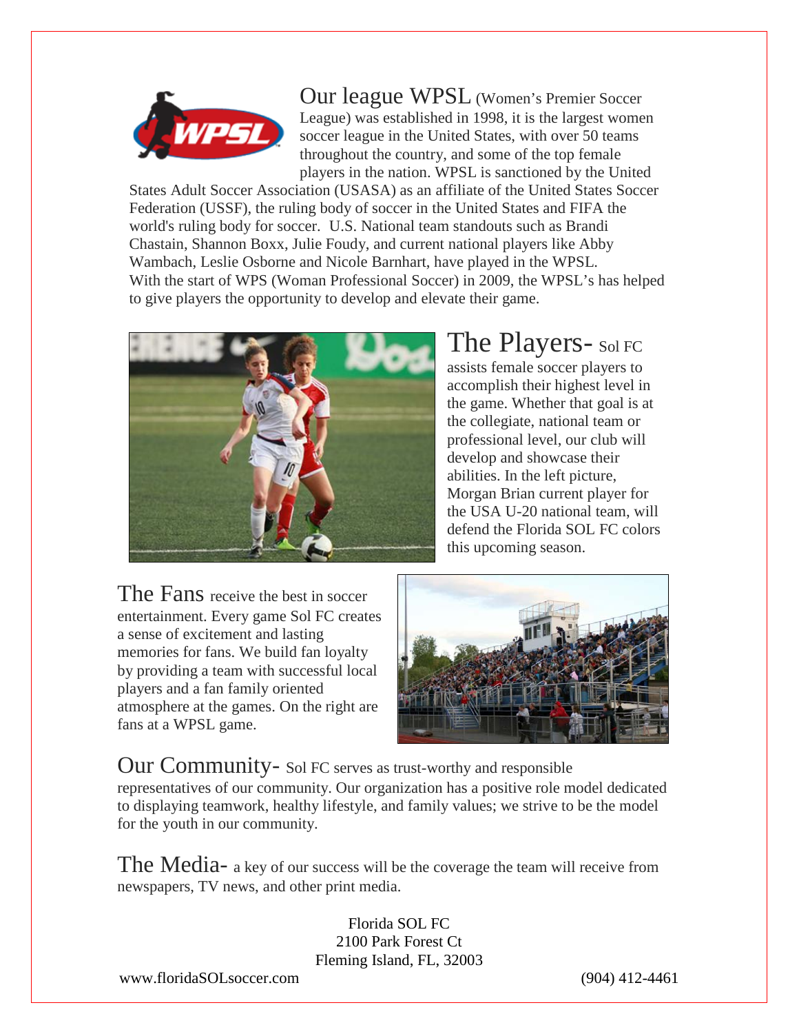**Our league WPSL** (Women's Premier Soccer League) was established in 1998, it is the largest women soccer league in the United States, with over 50 teams throughout the country, and some of the top female players in the nation. WPSL is sanctioned by the United States Adult Soccer Association (USASA) as an affiliate of the United States Soccer Federation (USSF), the ruling body of soccer in the United States and FIFA the world's ruling body for soccer. U.S. National team standouts such as Brandi Chastain, Shannon Boxx, Julie Foudy, and current national players like Abby Wambach, Leslie Osborne and Nicole Barnhart, have played in the WPSL. With the start of WPS (Woman Professional Soccer) in 2009, the WPSL's has helped to give players the opportunity to develop and elevate their game.

**The Players-** Sol FC assists female soccer players to accomplish their highest level in the game. Whether that goal is at the collegiate, national team or professional level, our club will develop and showcase their abilities. In the left picture, Morgan Brian current player for the USA U-20 national team, will defend the Florida SOL FC colors this upcoming season.

**The Fans** receive the best in soccer entertainment. Every game Sol FC creates a sense of excitement and lasting memories for fans. We build fan loyalty by providing a team with successful local players and a fan family oriented atmosphere at the games. On the right are fans at a WPSL game.

**Our Community-** Sol FC serves as trust-worthy and responsible representatives of our community. Our organization has a positive role model dedicated to displaying teamwork, healthy lifestyle, and family values; we strive to be the model for the youth in our community.

**The Media-** a key of our success will be the coverage the team will receive from newspapers, TV news, and other print media.

Florida SOL FC
2100 Park Forest Ct
Fleming Island, FL, 32003

www.floridaSOLsoccer.com (904) 412-4461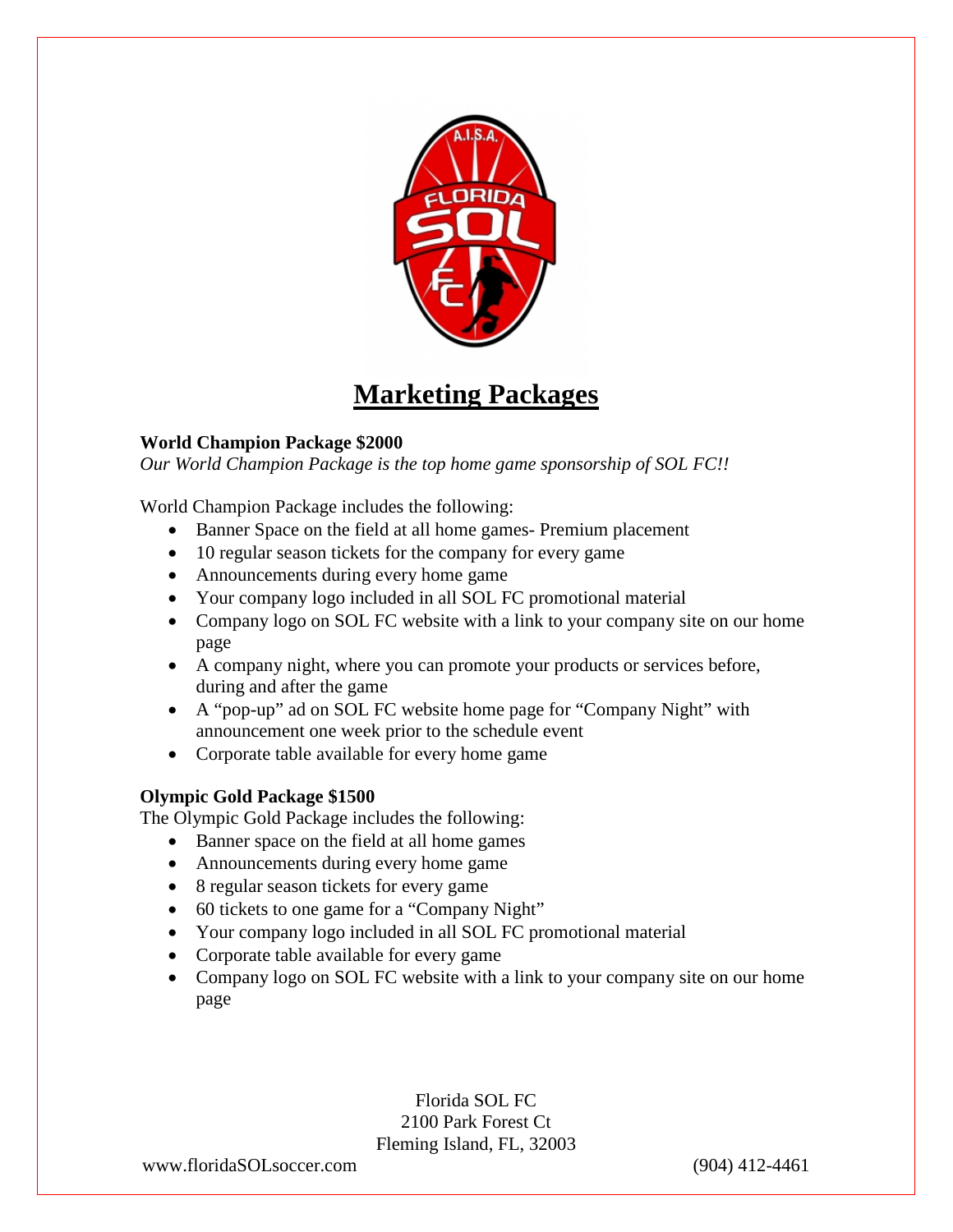# Marketing Packages

**World Champion Package $2000**

*Our World Champion Package is the top home game sponsorship of SOL FC!!*

World Champion Package includes the following:

- Banner Space on the field at all home games- Premium placement
- 10 regular season tickets for the company for every game
- Announcements during every home game
- Your company logo included in all SOL FC promotional material
- Company logo on SOL FC website with a link to your company site on our home page
- A company night, where you can promote your products or services before, during and after the game
- A "pop-up" ad on SOL FC website home page for "Company Night" with announcement one week prior to the schedule event
- Corporate table available for every home game

**Olympic Gold Package $1500**

The Olympic Gold Package includes the following:

- Banner space on the field at all home games
- Announcements during every home game
- 8 regular season tickets for every game
- 60 tickets to one game for a "Company Night"
- Your company logo included in all SOL FC promotional material
- Corporate table available for every game
- Company logo on SOL FC website with a link to your company site on our home page

Florida SOL FC
2100 Park Forest Ct
Fleming Island, FL, 32003

www.floridaSOLsoccer.com (904) 412-4461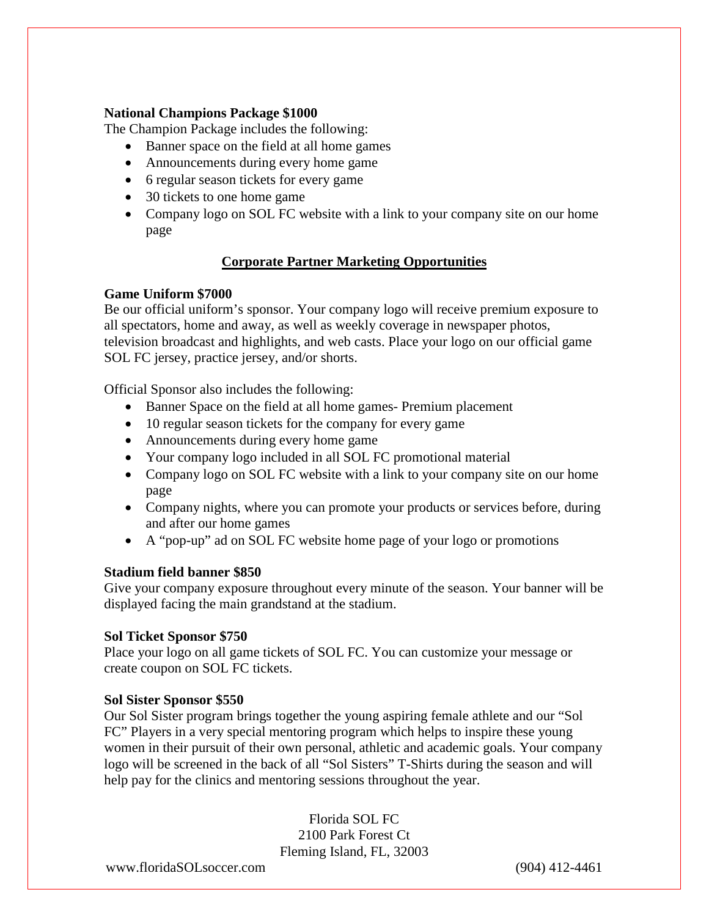**National Champions Package $1000**

The Champion Package includes the following:

- Banner space on the field at all home games
- Announcements during every home game
- 6 regular season tickets for every game
- 30 tickets to one home game
- Company logo on SOL FC website with a link to your company site on our home page

## Corporate Partner Marketing Opportunities

**Game Uniform $7000**

Be our official uniform's sponsor. Your company logo will receive premium exposure to all spectators, home and away, as well as weekly coverage in newspaper photos, television broadcast and highlights, and web casts. Place your logo on our official game SOL FC jersey, practice jersey, and/or shorts.

Official Sponsor also includes the following:

- Banner Space on the field at all home games- Premium placement
- 10 regular season tickets for the company for every game
- Announcements during every home game
- Your company logo included in all SOL FC promotional material
- Company logo on SOL FC website with a link to your company site on our home page
- Company nights, where you can promote your products or services before, during and after our home games
- A "pop-up" ad on SOL FC website home page of your logo or promotions

**Stadium field banner $850**

Give your company exposure throughout every minute of the season. Your banner will be displayed facing the main grandstand at the stadium.

**Sol Ticket Sponsor $750**

Place your logo on all game tickets of SOL FC. You can customize your message or create coupon on SOL FC tickets.

**Sol Sister Sponsor $550**

Our Sol Sister program brings together the young aspiring female athlete and our "Sol FC" Players in a very special mentoring program which helps to inspire these young women in their pursuit of their own personal, athletic and academic goals. Your company logo will be screened in the back of all "Sol Sisters" T-Shirts during the season and will help pay for the clinics and mentoring sessions throughout the year.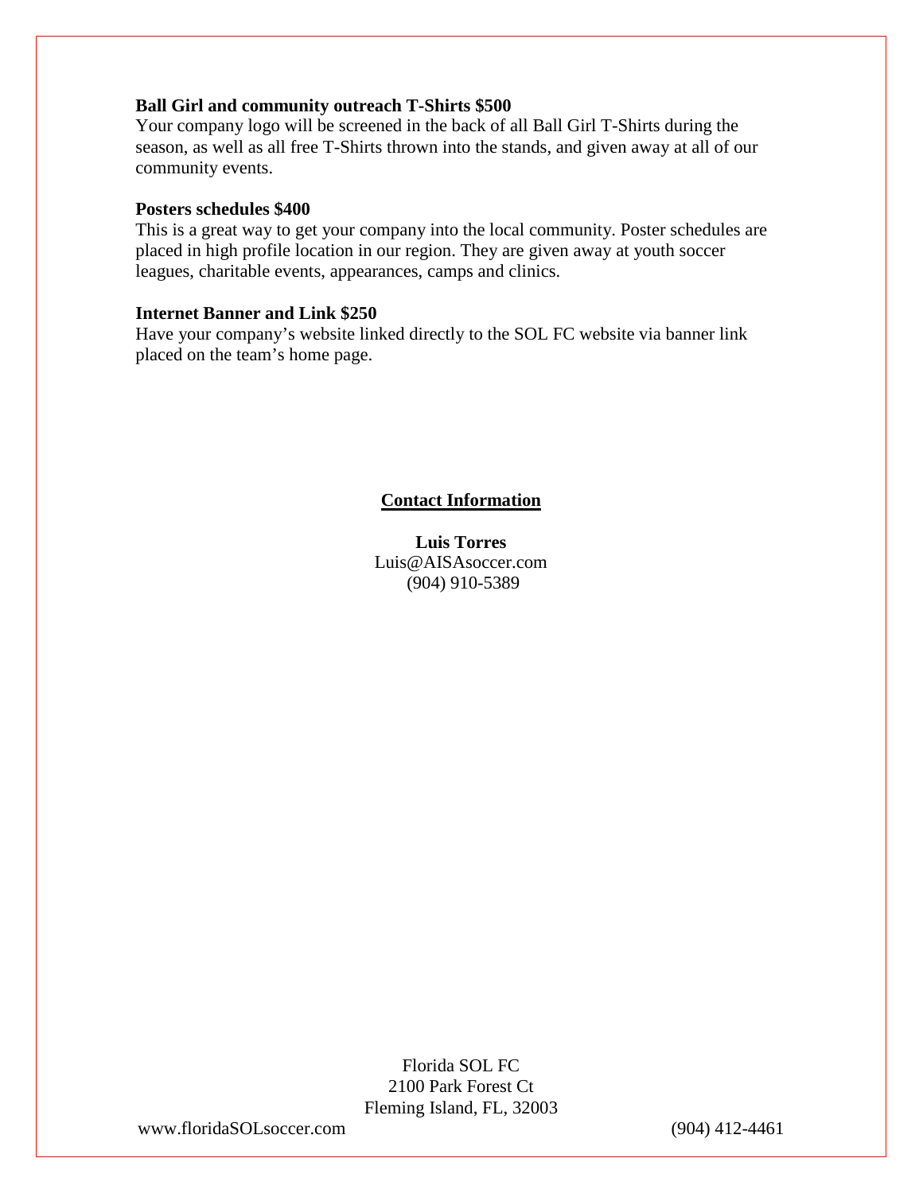**Ball Girl and community outreach T-Shirts $500**

Your company logo will be screened in the back of all Ball Girl T-Shirts during the season, as well as all free T-Shirts thrown into the stands, and given away at all of our community events.

**Posters schedules $400**

This is a great way to get your company into the local community. Poster schedules are placed in high profile location in our region. They are given away at youth soccer leagues, charitable events, appearances, camps and clinics.

**Internet Banner and Link $250**

Have your company's website linked directly to the SOL FC website via banner link placed on the team's home page.

**Contact Information**

**Luis Torres**
Luis@AISAsoccer.com
(904) 910-5389

Florida SOL FC
2100 Park Forest Ct
Fleming Island, FL, 32003
www.floridaSOLsoccer.com (904) 412-4461